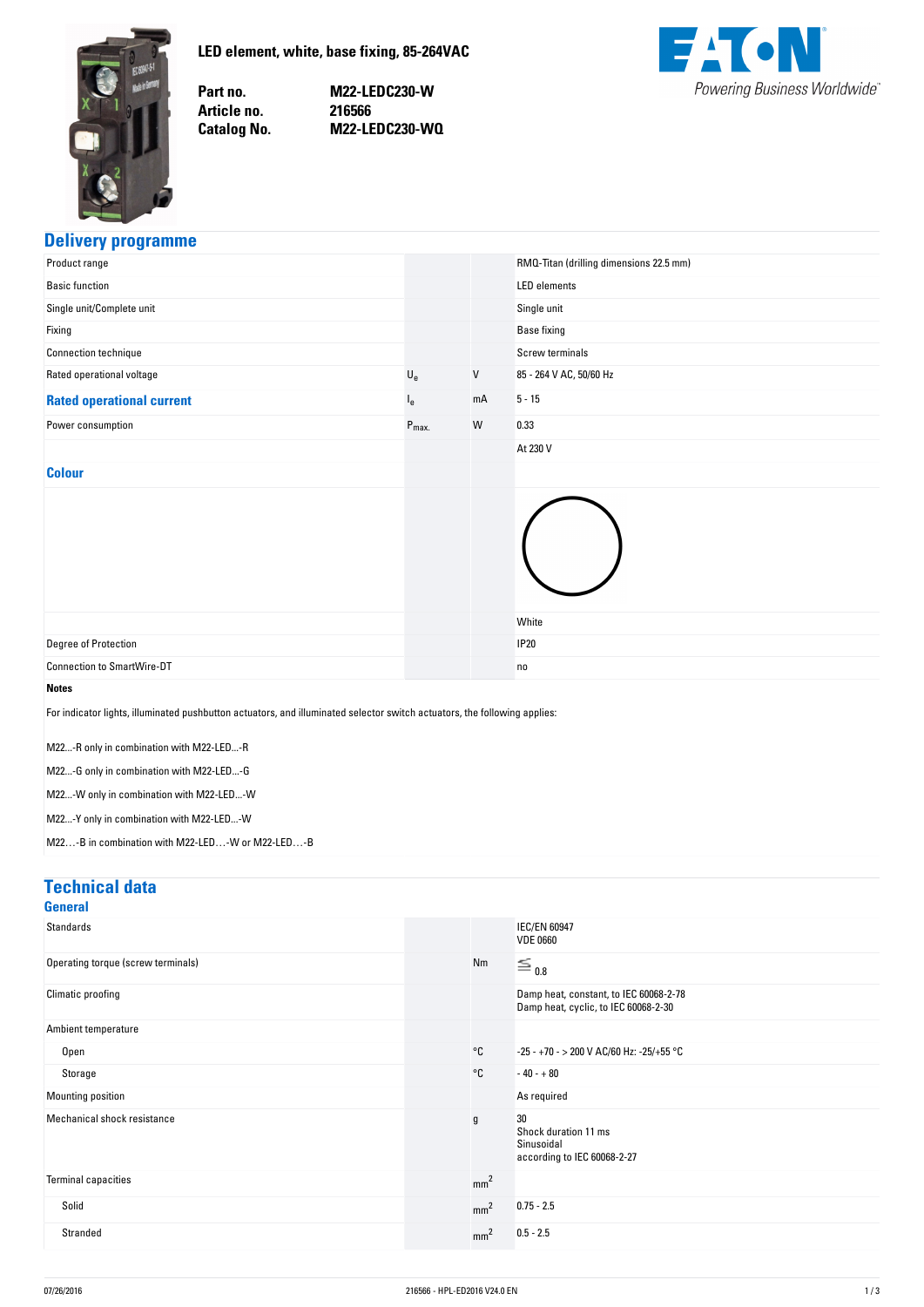# LED element, white, base fixing, 85-264VAC

| | |
|---|---|
| **Part no.** | **M22-LEDC230-W** |
| **Article no.** | **216566** |
| **Catalog No.** | **M22-LEDC230-WQ** |

EATON
Powering Business Worldwide

## Delivery programme

| | | | |
|---|---|---|---|
| Product range | | | RMQ-Titan (drilling dimensions 22.5 mm) |
| Basic function | | | LED elements |
| Single unit/Complete unit | | | Single unit |
| Fixing | | | Base fixing |
| Connection technique | | | Screw terminals |
| Rated operational voltage | $U_e$ | V | 85 - 264 V AC, 50/60 Hz |
| **Rated operational current** | $I_e$ | mA | 5 - 15 |
| Power consumption | $P_{max.}$ | W | 0.33 |
| | | | At 230 V |
| **Colour** | | | |
| | | | White |
| Degree of Protection | | | IP20 |
| Connection to SmartWire-DT | | | no |

**Notes**

For indicator lights, illuminated pushbutton actuators, and illuminated selector switch actuators, the following applies:

M22...-R only in combination with M22-LED...-R

M22...-G only in combination with M22-LED...-G

M22...-W only in combination with M22-LED...-W

M22...-Y only in combination with M22-LED...-W

M22…-B in combination with M22-LED…-W or M22-LED…-B

## Technical data

### General

| | | | |
|---|---|---|---|
| Standards | | | IEC/EN 60947<br>VDE 0660 |
| Operating torque (screw terminals) | | Nm | ≦ 0.8 |
| Climatic proofing | | | Damp heat, constant, to IEC 60068-2-78<br>Damp heat, cyclic, to IEC 60068-2-30 |
| Ambient temperature | | | |
| Open | | °C | -25 - +70 - > 200 V AC/60 Hz: -25/+55 °C |
| Storage | | °C | - 40 - + 80 |
| Mounting position | | | As required |
| Mechanical shock resistance | | g | 30<br>Shock duration 11 ms<br>Sinusoidal<br>according to IEC 60068-2-27 |
| Terminal capacities | | $mm^2$ | |
| Solid | | $mm^2$ | 0.75 - 2.5 |
| Stranded | | $mm^2$ | 0.5 - 2.5 |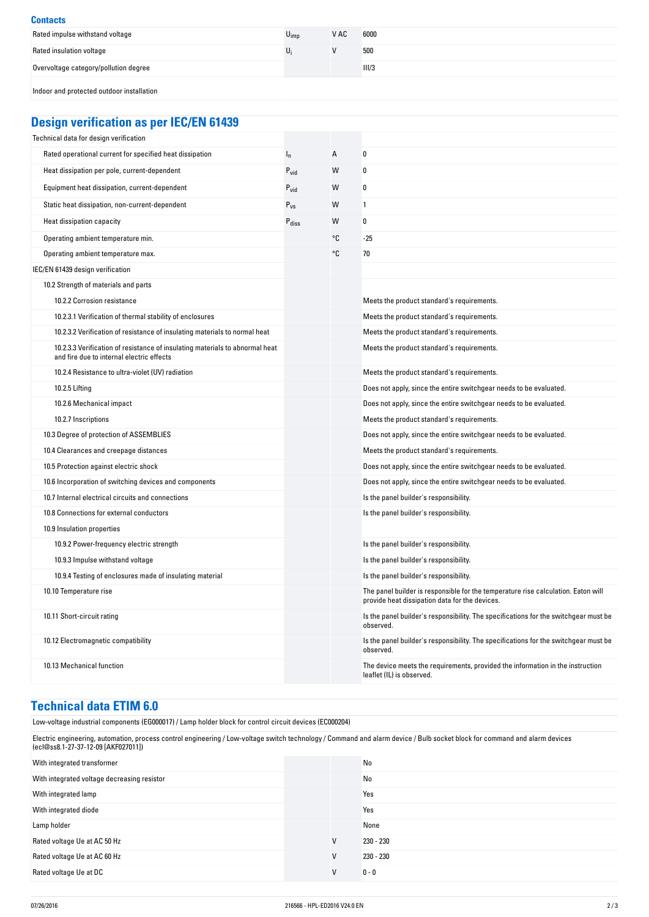### Contacts

| | | | |
|---|---|---|---|
| Rated impulse withstand voltage | $U_{imp}$ | V AC | 6000 |
| Rated insulation voltage | $U_i$ | V | 500 |
| Overvoltage category/pollution degree | | | III/3 |
| Indoor and protected outdoor installation | | | |

## Design verification as per IEC/EN 61439

| | | | |
|---|---|---|---|
| Technical data for design verification | | | |
| Rated operational current for specified heat dissipation | $I_n$ | A | 0 |
| Heat dissipation per pole, current-dependent | $P_{vid}$ | W | 0 |
| Equipment heat dissipation, current-dependent | $P_{vid}$ | W | 0 |
| Static heat dissipation, non-current-dependent | $P_{vs}$ | W | 1 |
| Heat dissipation capacity | $P_{diss}$ | W | 0 |
| Operating ambient temperature min. | | °C | -25 |
| Operating ambient temperature max. | | °C | 70 |
| IEC/EN 61439 design verification | | | |
| 10.2 Strength of materials and parts | | | |
| 10.2.2 Corrosion resistance | | | Meets the product standard's requirements. |
| 10.2.3.1 Verification of thermal stability of enclosures | | | Meets the product standard's requirements. |
| 10.2.3.2 Verification of resistance of insulating materials to normal heat | | | Meets the product standard's requirements. |
| 10.2.3.3 Verification of resistance of insulating materials to abnormal heat and fire due to internal electric effects | | | Meets the product standard's requirements. |
| 10.2.4 Resistance to ultra-violet (UV) radiation | | | Meets the product standard's requirements. |
| 10.2.5 Lifting | | | Does not apply, since the entire switchgear needs to be evaluated. |
| 10.2.6 Mechanical impact | | | Does not apply, since the entire switchgear needs to be evaluated. |
| 10.2.7 Inscriptions | | | Meets the product standard's requirements. |
| 10.3 Degree of protection of ASSEMBLIES | | | Does not apply, since the entire switchgear needs to be evaluated. |
| 10.4 Clearances and creepage distances | | | Meets the product standard's requirements. |
| 10.5 Protection against electric shock | | | Does not apply, since the entire switchgear needs to be evaluated. |
| 10.6 Incorporation of switching devices and components | | | Does not apply, since the entire switchgear needs to be evaluated. |
| 10.7 Internal electrical circuits and connections | | | Is the panel builder's responsibility. |
| 10.8 Connections for external conductors | | | Is the panel builder's responsibility. |
| 10.9 Insulation properties | | | |
| 10.9.2 Power-frequency electric strength | | | Is the panel builder's responsibility. |
| 10.9.3 Impulse withstand voltage | | | Is the panel builder's responsibility. |
| 10.9.4 Testing of enclosures made of insulating material | | | Is the panel builder's responsibility. |
| 10.10 Temperature rise | | | The panel builder is responsible for the temperature rise calculation. Eaton will provide heat dissipation data for the devices. |
| 10.11 Short-circuit rating | | | Is the panel builder's responsibility. The specifications for the switchgear must be observed. |
| 10.12 Electromagnetic compatibility | | | Is the panel builder's responsibility. The specifications for the switchgear must be observed. |
| 10.13 Mechanical function | | | The device meets the requirements, provided the information in the instruction leaflet (IL) is observed. |

## Technical data ETIM 6.0

Low-voltage industrial components (EG000017) / Lamp holder block for control circuit devices (EC000204)

Electric engineering, automation, process control engineering / Low-voltage switch technology / Command and alarm device / Bulb socket block for command and alarm devices (ecl@ss8.1-27-37-12-09 [AKF027011])

| | | | |
|---|---|---|---|
| With integrated transformer | | | No |
| With integrated voltage decreasing resistor | | | No |
| With integrated lamp | | | Yes |
| With integrated diode | | | Yes |
| Lamp holder | | | None |
| Rated voltage Ue at AC 50 Hz | | V | 230 - 230 |
| Rated voltage Ue at AC 60 Hz | | V | 230 - 230 |
| Rated voltage Ue at DC | | V | 0 - 0 |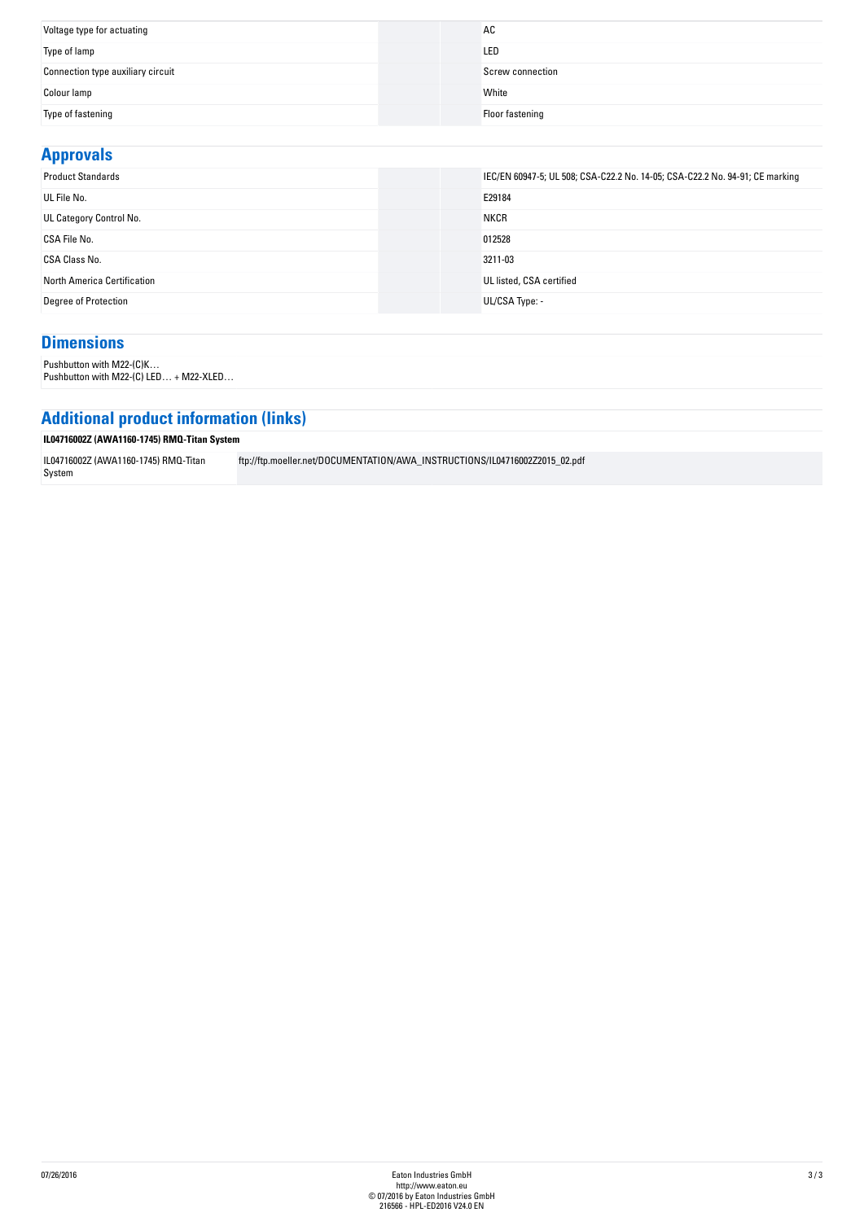| | | |
|---|---|---|
| Voltage type for actuating | | AC |
| Type of lamp | | LED |
| Connection type auxiliary circuit | | Screw connection |
| Colour lamp | | White |
| Type of fastening | | Floor fastening |

## Approvals

| | | |
|---|---|---|
| Product Standards | | IEC/EN 60947-5; UL 508; CSA-C22.2 No. 14-05; CSA-C22.2 No. 94-91; CE marking |
| UL File No. | | E29184 |
| UL Category Control No. | | NKCR |
| CSA File No. | | 012528 |
| CSA Class No. | | 3211-03 |
| North America Certification | | UL listed, CSA certified |
| Degree of Protection | | UL/CSA Type: - |

## Dimensions

Pushbutton with M22-(C)K…
Pushbutton with M22-(C) LED… + M22-XLED…

## Additional product information (links)

**IL04716002Z (AWA1160-1745) RMQ-Titan System**

| | |
|---|---|
| IL04716002Z (AWA1160-1745) RMQ-Titan System | ftp://ftp.moeller.net/DOCUMENTATION/AWA_INSTRUCTIONS/IL04716002Z2015_02.pdf |